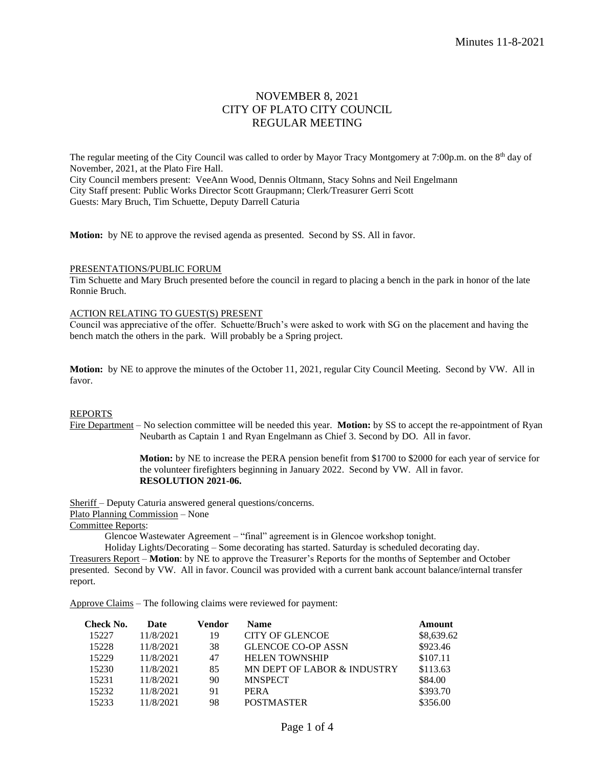# NOVEMBER 8, 2021
# CITY OF PLATO CITY COUNCIL
# REGULAR MEETING

The regular meeting of the City Council was called to order by Mayor Tracy Montgomery at 7:00p.m. on the 8th day of November, 2021, at the Plato Fire Hall.
City Council members present: VeeAnn Wood, Dennis Oltmann, Stacy Sohns and Neil Engelmann
City Staff present: Public Works Director Scott Graupmann; Clerk/Treasurer Gerri Scott
Guests: Mary Bruch, Tim Schuette, Deputy Darrell Caturia

**Motion:** by NE to approve the revised agenda as presented. Second by SS. All in favor.

PRESENTATIONS/PUBLIC FORUM
Tim Schuette and Mary Bruch presented before the council in regard to placing a bench in the park in honor of the late Ronnie Bruch.

ACTION RELATING TO GUEST(S) PRESENT
Council was appreciative of the offer. Schuette/Bruch's were asked to work with SG on the placement and having the bench match the others in the park. Will probably be a Spring project.

**Motion:** by NE to approve the minutes of the October 11, 2021, regular City Council Meeting. Second by VW. All in favor.

REPORTS
Fire Department – No selection committee will be needed this year. **Motion:** by SS to accept the re-appointment of Ryan Neubarth as Captain 1 and Ryan Engelmann as Chief 3. Second by DO. All in favor.

**Motion:** by NE to increase the PERA pension benefit from $1700 to $2000 for each year of service for the volunteer firefighters beginning in January 2022. Second by VW. All in favor.
**RESOLUTION 2021-06.**

Sheriff – Deputy Caturia answered general questions/concerns.
Plato Planning Commission – None
Committee Reports:
Glencoe Wastewater Agreement – "final" agreement is in Glencoe workshop tonight.
Holiday Lights/Decorating – Some decorating has started. Saturday is scheduled decorating day.
Treasurers Report – **Motion**: by NE to approve the Treasurer's Reports for the months of September and October presented. Second by VW. All in favor. Council was provided with a current bank account balance/internal transfer report.

Approve Claims – The following claims were reviewed for payment:

| Check No. | Date | Vendor | Name | Amount |
|---|---|---|---|---|
| 15227 | 11/8/2021 | 19 | CITY OF GLENCOE | $8,639.62 |
| 15228 | 11/8/2021 | 38 | GLENCOE CO-OP ASSN | $923.46 |
| 15229 | 11/8/2021 | 47 | HELEN TOWNSHIP | $107.11 |
| 15230 | 11/8/2021 | 85 | MN DEPT OF LABOR & INDUSTRY | $113.63 |
| 15231 | 11/8/2021 | 90 | MNSPECT | $84.00 |
| 15232 | 11/8/2021 | 91 | PERA | $393.70 |
| 15233 | 11/8/2021 | 98 | POSTMASTER | $356.00 |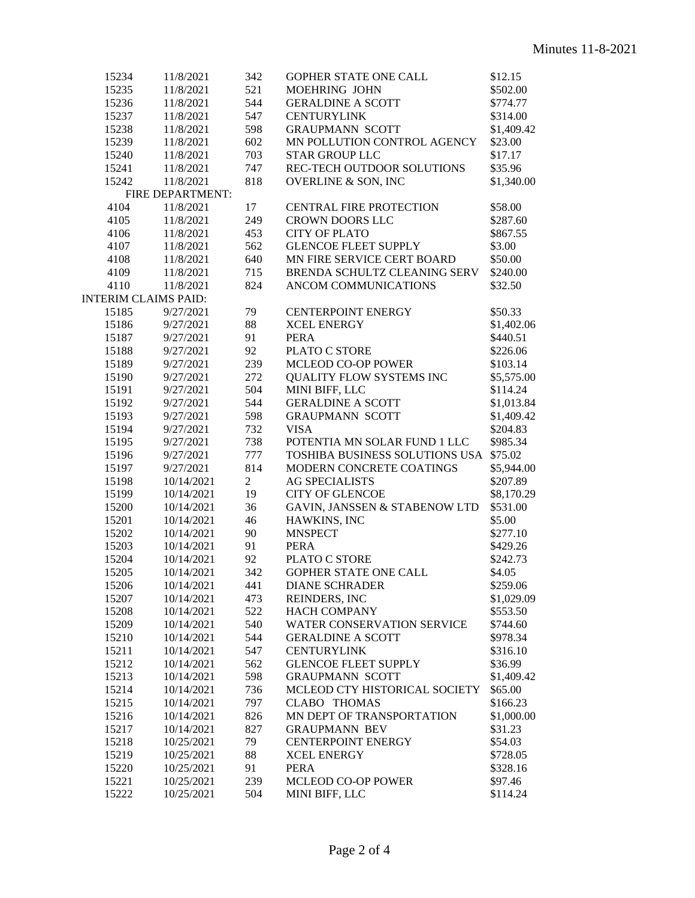| | | | | |
|---|---|---|---|---|
| 15234 | 11/8/2021 | 342 | GOPHER STATE ONE CALL | $12.15 |
| 15235 | 11/8/2021 | 521 | MOEHRING JOHN | $502.00 |
| 15236 | 11/8/2021 | 544 | GERALDINE A SCOTT | $774.77 |
| 15237 | 11/8/2021 | 547 | CENTURYLINK | $314.00 |
| 15238 | 11/8/2021 | 598 | GRAUPMANN SCOTT | $1,409.42 |
| 15239 | 11/8/2021 | 602 | MN POLLUTION CONTROL AGENCY | $23.00 |
| 15240 | 11/8/2021 | 703 | STAR GROUP LLC | $17.17 |
| 15241 | 11/8/2021 | 747 | REC-TECH OUTDOOR SOLUTIONS | $35.96 |
| 15242 | 11/8/2021 | 818 | OVERLINE & SON, INC | $1,340.00 |
| | FIRE DEPARTMENT: | | | |
| 4104 | 11/8/2021 | 17 | CENTRAL FIRE PROTECTION | $58.00 |
| 4105 | 11/8/2021 | 249 | CROWN DOORS LLC | $287.60 |
| 4106 | 11/8/2021 | 453 | CITY OF PLATO | $867.55 |
| 4107 | 11/8/2021 | 562 | GLENCOE FLEET SUPPLY | $3.00 |
| 4108 | 11/8/2021 | 640 | MN FIRE SERVICE CERT BOARD | $50.00 |
| 4109 | 11/8/2021 | 715 | BRENDA SCHULTZ CLEANING SERV | $240.00 |
| 4110 | 11/8/2021 | 824 | ANCOM COMMUNICATIONS | $32.50 |
| INTERIM CLAIMS PAID: | | | | |
| 15185 | 9/27/2021 | 79 | CENTERPOINT ENERGY | $50.33 |
| 15186 | 9/27/2021 | 88 | XCEL ENERGY | $1,402.06 |
| 15187 | 9/27/2021 | 91 | PERA | $440.51 |
| 15188 | 9/27/2021 | 92 | PLATO C STORE | $226.06 |
| 15189 | 9/27/2021 | 239 | MCLEOD CO-OP POWER | $103.14 |
| 15190 | 9/27/2021 | 272 | QUALITY FLOW SYSTEMS INC | $5,575.00 |
| 15191 | 9/27/2021 | 504 | MINI BIFF, LLC | $114.24 |
| 15192 | 9/27/2021 | 544 | GERALDINE A SCOTT | $1,013.84 |
| 15193 | 9/27/2021 | 598 | GRAUPMANN SCOTT | $1,409.42 |
| 15194 | 9/27/2021 | 732 | VISA | $204.83 |
| 15195 | 9/27/2021 | 738 | POTENTIA MN SOLAR FUND 1 LLC | $985.34 |
| 15196 | 9/27/2021 | 777 | TOSHIBA BUSINESS SOLUTIONS USA | $75.02 |
| 15197 | 9/27/2021 | 814 | MODERN CONCRETE COATINGS | $5,944.00 |
| 15198 | 10/14/2021 | 2 | AG SPECIALISTS | $207.89 |
| 15199 | 10/14/2021 | 19 | CITY OF GLENCOE | $8,170.29 |
| 15200 | 10/14/2021 | 36 | GAVIN, JANSSEN & STABENOW LTD | $531.00 |
| 15201 | 10/14/2021 | 46 | HAWKINS, INC | $5.00 |
| 15202 | 10/14/2021 | 90 | MNSPECT | $277.10 |
| 15203 | 10/14/2021 | 91 | PERA | $429.26 |
| 15204 | 10/14/2021 | 92 | PLATO C STORE | $242.73 |
| 15205 | 10/14/2021 | 342 | GOPHER STATE ONE CALL | $4.05 |
| 15206 | 10/14/2021 | 441 | DIANE SCHRADER | $259.06 |
| 15207 | 10/14/2021 | 473 | REINDERS, INC | $1,029.09 |
| 15208 | 10/14/2021 | 522 | HACH COMPANY | $553.50 |
| 15209 | 10/14/2021 | 540 | WATER CONSERVATION SERVICE | $744.60 |
| 15210 | 10/14/2021 | 544 | GERALDINE A SCOTT | $978.34 |
| 15211 | 10/14/2021 | 547 | CENTURYLINK | $316.10 |
| 15212 | 10/14/2021 | 562 | GLENCOE FLEET SUPPLY | $36.99 |
| 15213 | 10/14/2021 | 598 | GRAUPMANN SCOTT | $1,409.42 |
| 15214 | 10/14/2021 | 736 | MCLEOD CTY HISTORICAL SOCIETY | $65.00 |
| 15215 | 10/14/2021 | 797 | CLABO THOMAS | $166.23 |
| 15216 | 10/14/2021 | 826 | MN DEPT OF TRANSPORTATION | $1,000.00 |
| 15217 | 10/14/2021 | 827 | GRAUPMANN BEV | $31.23 |
| 15218 | 10/25/2021 | 79 | CENTERPOINT ENERGY | $54.03 |
| 15219 | 10/25/2021 | 88 | XCEL ENERGY | $728.05 |
| 15220 | 10/25/2021 | 91 | PERA | $328.16 |
| 15221 | 10/25/2021 | 239 | MCLEOD CO-OP POWER | $97.46 |
| 15222 | 10/25/2021 | 504 | MINI BIFF, LLC | $114.24 |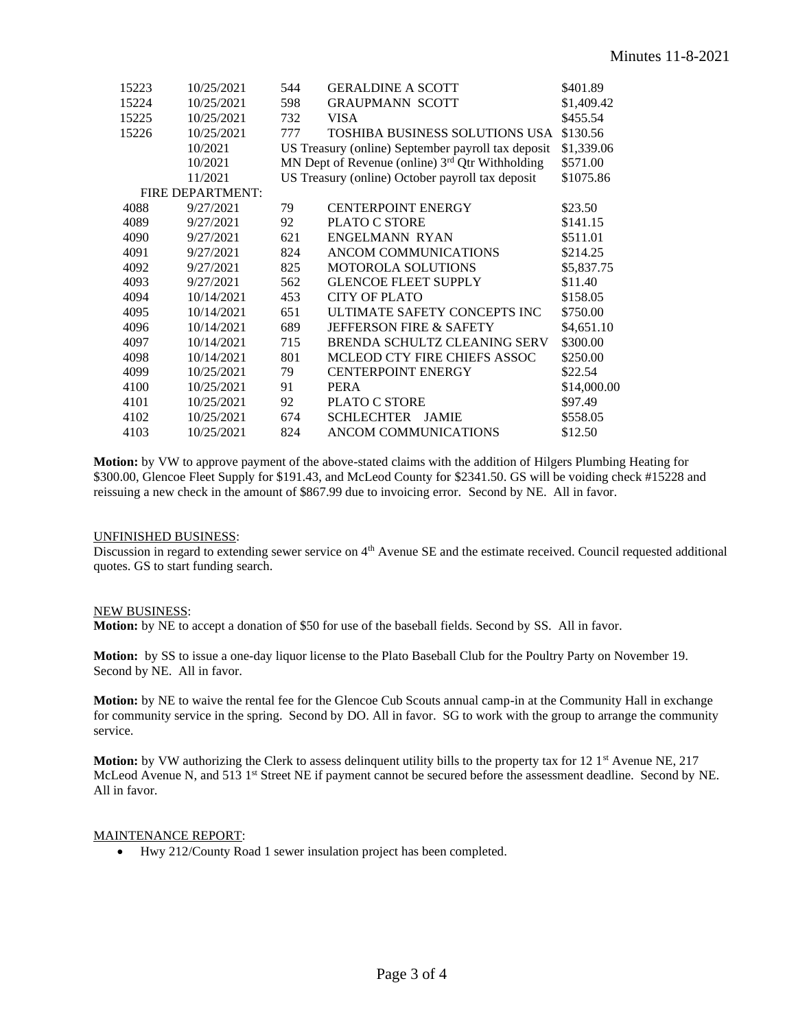| | | | | |
|---|---|---|---|---|
| 15223 | 10/25/2021 | 544 | GERALDINE A SCOTT | \$401.89 |
| 15224 | 10/25/2021 | 598 | GRAUPMANN SCOTT | \$1,409.42 |
| 15225 | 10/25/2021 | 732 | VISA | \$455.54 |
| 15226 | 10/25/2021 | 777 | TOSHIBA BUSINESS SOLUTIONS USA | \$130.56 |
| | 10/2021 | US Treasury (online) September payroll tax deposit | | \$1,339.06 |
| | 10/2021 | MN Dept of Revenue (online) 3rd Qtr Withholding | | \$571.00 |
| | 11/2021 | US Treasury (online) October payroll tax deposit | | \$1075.86 |
| FIRE DEPARTMENT: | | | | |
| 4088 | 9/27/2021 | 79 | CENTERPOINT ENERGY | \$23.50 |
| 4089 | 9/27/2021 | 92 | PLATO C STORE | \$141.15 |
| 4090 | 9/27/2021 | 621 | ENGELMANN RYAN | \$511.01 |
| 4091 | 9/27/2021 | 824 | ANCOM COMMUNICATIONS | \$214.25 |
| 4092 | 9/27/2021 | 825 | MOTOROLA SOLUTIONS | \$5,837.75 |
| 4093 | 9/27/2021 | 562 | GLENCOE FLEET SUPPLY | \$11.40 |
| 4094 | 10/14/2021 | 453 | CITY OF PLATO | \$158.05 |
| 4095 | 10/14/2021 | 651 | ULTIMATE SAFETY CONCEPTS INC | \$750.00 |
| 4096 | 10/14/2021 | 689 | JEFFERSON FIRE & SAFETY | \$4,651.10 |
| 4097 | 10/14/2021 | 715 | BRENDA SCHULTZ CLEANING SERV | \$300.00 |
| 4098 | 10/14/2021 | 801 | MCLEOD CTY FIRE CHIEFS ASSOC | \$250.00 |
| 4099 | 10/25/2021 | 79 | CENTERPOINT ENERGY | \$22.54 |
| 4100 | 10/25/2021 | 91 | PERA | \$14,000.00 |
| 4101 | 10/25/2021 | 92 | PLATO C STORE | \$97.49 |
| 4102 | 10/25/2021 | 674 | SCHLECHTER JAMIE | \$558.05 |
| 4103 | 10/25/2021 | 824 | ANCOM COMMUNICATIONS | \$12.50 |

**Motion:** by VW to approve payment of the above-stated claims with the addition of Hilgers Plumbing Heating for \$300.00, Glencoe Fleet Supply for \$191.43, and McLeod County for \$2341.50. GS will be voiding check #15228 and reissuing a new check in the amount of \$867.99 due to invoicing error. Second by NE. All in favor.

UNFINISHED BUSINESS:

Discussion in regard to extending sewer service on 4th Avenue SE and the estimate received. Council requested additional quotes. GS to start funding search.

NEW BUSINESS:

**Motion:** by NE to accept a donation of \$50 for use of the baseball fields. Second by SS. All in favor.

**Motion:** by SS to issue a one-day liquor license to the Plato Baseball Club for the Poultry Party on November 19. Second by NE. All in favor.

**Motion:** by NE to waive the rental fee for the Glencoe Cub Scouts annual camp-in at the Community Hall in exchange for community service in the spring. Second by DO. All in favor. SG to work with the group to arrange the community service.

**Motion:** by VW authorizing the Clerk to assess delinquent utility bills to the property tax for 12 1st Avenue NE, 217 McLeod Avenue N, and 513 1st Street NE if payment cannot be secured before the assessment deadline. Second by NE. All in favor.

MAINTENANCE REPORT:

- Hwy 212/County Road 1 sewer insulation project has been completed.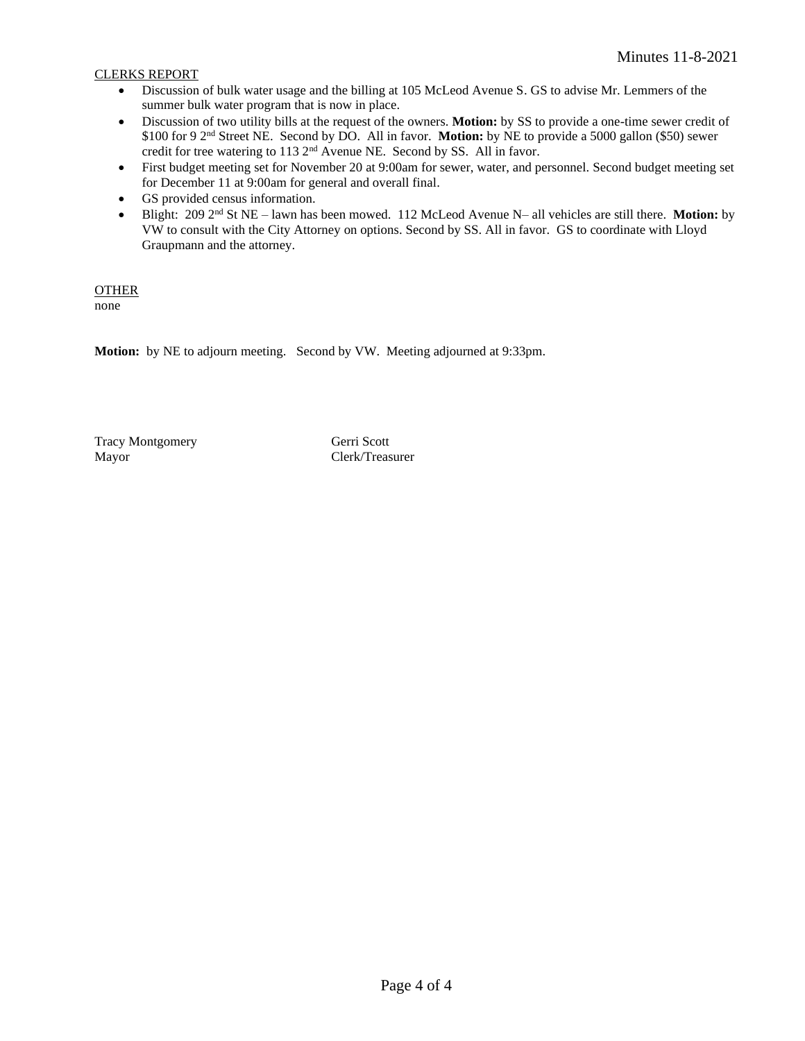CLERKS REPORT

- Discussion of bulk water usage and the billing at 105 McLeod Avenue S. GS to advise Mr. Lemmers of the summer bulk water program that is now in place.
- Discussion of two utility bills at the request of the owners. **Motion:** by SS to provide a one-time sewer credit of $100 for 9 2nd Street NE. Second by DO. All in favor. **Motion:** by NE to provide a 5000 gallon ($50) sewer credit for tree watering to 113 2nd Avenue NE. Second by SS. All in favor.
- First budget meeting set for November 20 at 9:00am for sewer, water, and personnel. Second budget meeting set for December 11 at 9:00am for general and overall final.
- GS provided census information.
- Blight: 209 2nd St NE – lawn has been mowed. 112 McLeod Avenue N– all vehicles are still there. **Motion:** by VW to consult with the City Attorney on options. Second by SS. All in favor. GS to coordinate with Lloyd Graupmann and the attorney.

OTHER

none

**Motion:** by NE to adjourn meeting. Second by VW. Meeting adjourned at 9:33pm.

Tracy Montgomery
Mayor

Gerri Scott
Clerk/Treasurer